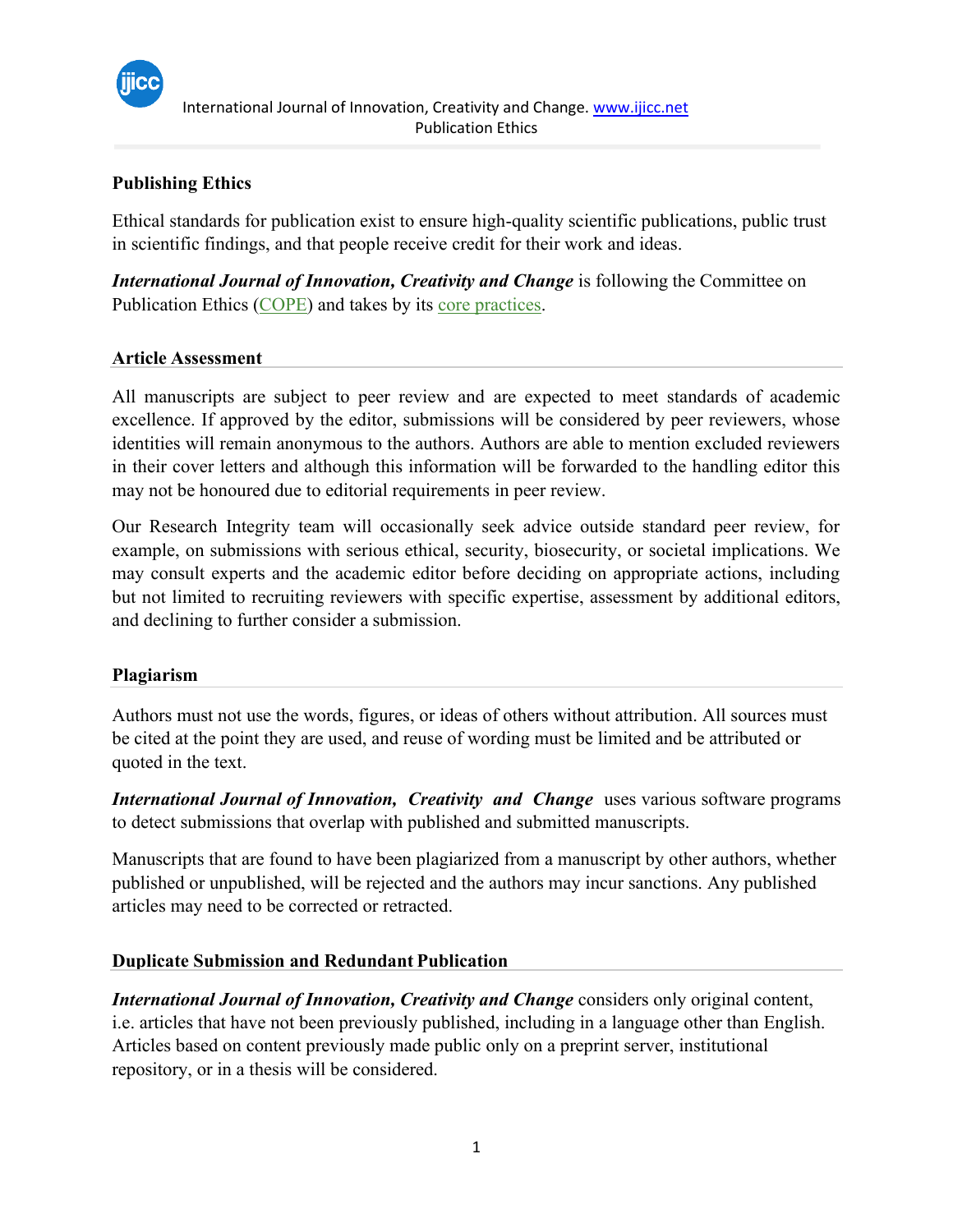## Publishing Ethics

Ethical standards for publication exist to ensure high-quality scientific publications, public trust in scientific findings, and that people receive credit for their work and ideas.

***International Journal of Innovation, Creativity and Change*** is following the Committee on Publication Ethics (COPE) and takes by its core practices.

### Article Assessment

All manuscripts are subject to peer review and are expected to meet standards of academic excellence. If approved by the editor, submissions will be considered by peer reviewers, whose identities will remain anonymous to the authors. Authors are able to mention excluded reviewers in their cover letters and although this information will be forwarded to the handling editor this may not be honoured due to editorial requirements in peer review.

Our Research Integrity team will occasionally seek advice outside standard peer review, for example, on submissions with serious ethical, security, biosecurity, or societal implications. We may consult experts and the academic editor before deciding on appropriate actions, including but not limited to recruiting reviewers with specific expertise, assessment by additional editors, and declining to further consider a submission.

### Plagiarism

Authors must not use the words, figures, or ideas of others without attribution. All sources must be cited at the point they are used, and reuse of wording must be limited and be attributed or quoted in the text.

***International Journal of Innovation, Creativity and Change*** uses various software programs to detect submissions that overlap with published and submitted manuscripts.

Manuscripts that are found to have been plagiarized from a manuscript by other authors, whether published or unpublished, will be rejected and the authors may incur sanctions. Any published articles may need to be corrected or retracted.

### Duplicate Submission and Redundant Publication

***International Journal of Innovation, Creativity and Change*** considers only original content, i.e. articles that have not been previously published, including in a language other than English. Articles based on content previously made public only on a preprint server, institutional repository, or in a thesis will be considered.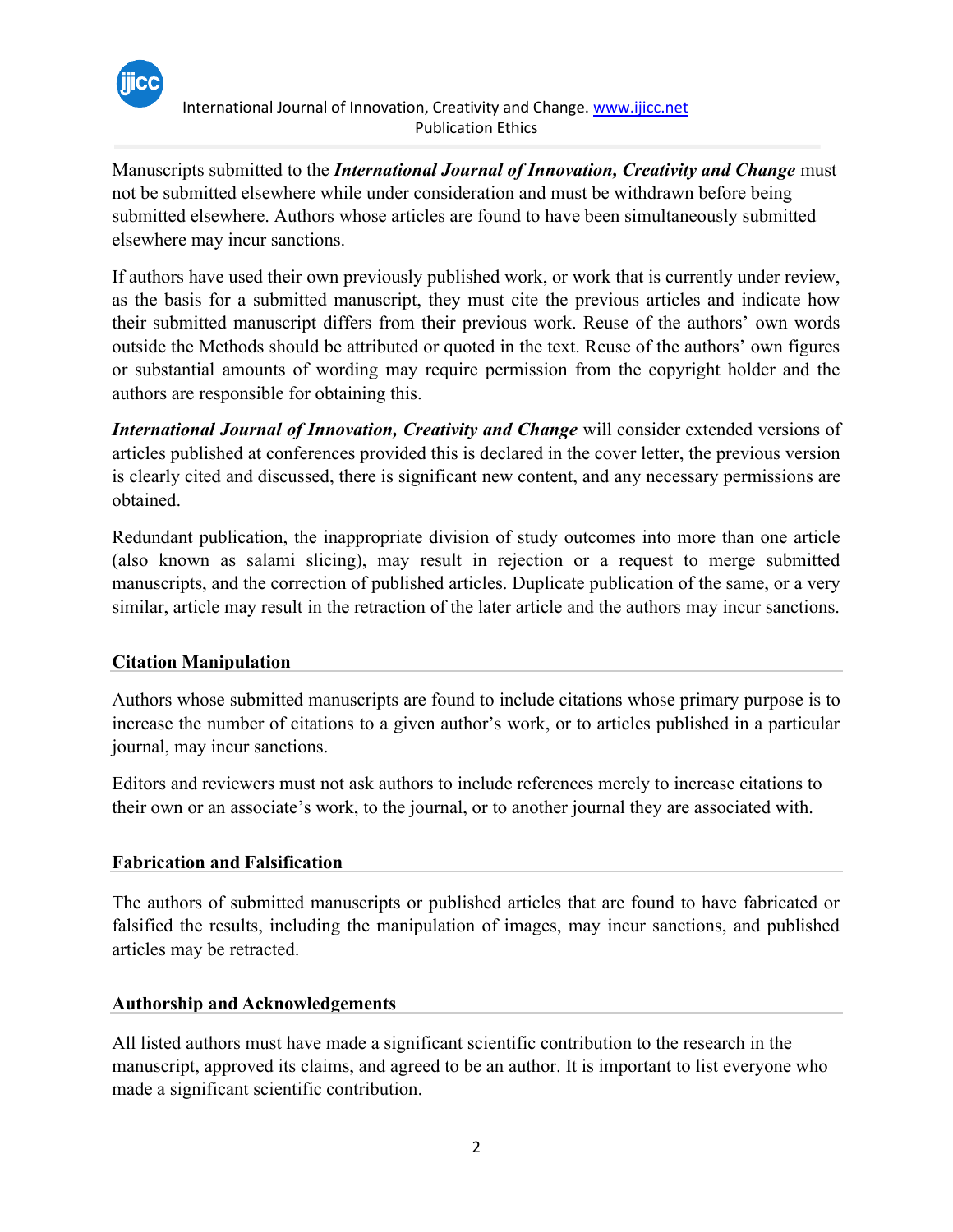Manuscripts submitted to the ***International Journal of Innovation, Creativity and Change*** must not be submitted elsewhere while under consideration and must be withdrawn before being submitted elsewhere. Authors whose articles are found to have been simultaneously submitted elsewhere may incur sanctions.

If authors have used their own previously published work, or work that is currently under review, as the basis for a submitted manuscript, they must cite the previous articles and indicate how their submitted manuscript differs from their previous work. Reuse of the authors' own words outside the Methods should be attributed or quoted in the text. Reuse of the authors' own figures or substantial amounts of wording may require permission from the copyright holder and the authors are responsible for obtaining this.

***International Journal of Innovation, Creativity and Change*** will consider extended versions of articles published at conferences provided this is declared in the cover letter, the previous version is clearly cited and discussed, there is significant new content, and any necessary permissions are obtained.

Redundant publication, the inappropriate division of study outcomes into more than one article (also known as salami slicing), may result in rejection or a request to merge submitted manuscripts, and the correction of published articles. Duplicate publication of the same, or a very similar, article may result in the retraction of the later article and the authors may incur sanctions.

## Citation Manipulation

Authors whose submitted manuscripts are found to include citations whose primary purpose is to increase the number of citations to a given author's work, or to articles published in a particular journal, may incur sanctions.

Editors and reviewers must not ask authors to include references merely to increase citations to their own or an associate's work, to the journal, or to another journal they are associated with.

## Fabrication and Falsification

The authors of submitted manuscripts or published articles that are found to have fabricated or falsified the results, including the manipulation of images, may incur sanctions, and published articles may be retracted.

## Authorship and Acknowledgements

All listed authors must have made a significant scientific contribution to the research in the manuscript, approved its claims, and agreed to be an author. It is important to list everyone who made a significant scientific contribution.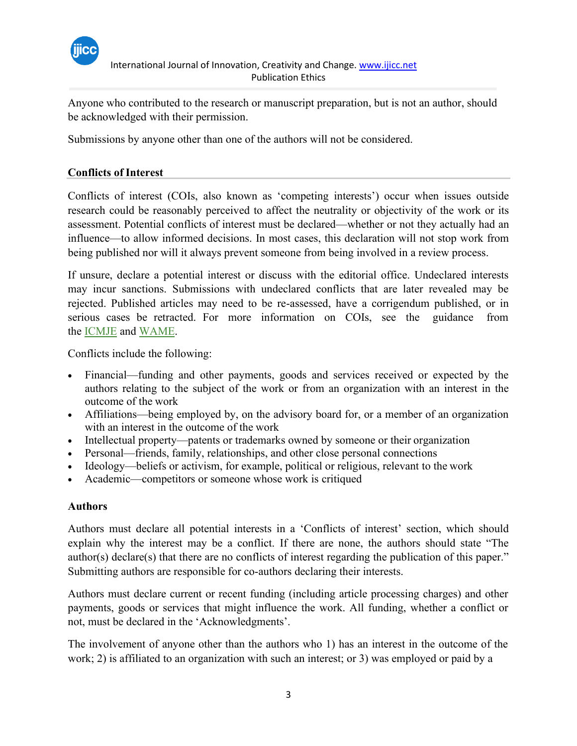Anyone who contributed to the research or manuscript preparation, but is not an author, should be acknowledged with their permission.

Submissions by anyone other than one of the authors will not be considered.

## Conflicts of Interest

Conflicts of interest (COIs, also known as 'competing interests') occur when issues outside research could be reasonably perceived to affect the neutrality or objectivity of the work or its assessment. Potential conflicts of interest must be declared—whether or not they actually had an influence—to allow informed decisions. In most cases, this declaration will not stop work from being published nor will it always prevent someone from being involved in a review process.

If unsure, declare a potential interest or discuss with the editorial office. Undeclared interests may incur sanctions. Submissions with undeclared conflicts that are later revealed may be rejected. Published articles may need to be re-assessed, have a corrigendum published, or in serious cases be retracted. For more information on COIs, see the guidance from the ICMJE and WAME.

Conflicts include the following:

- Financial—funding and other payments, goods and services received or expected by the authors relating to the subject of the work or from an organization with an interest in the outcome of the work
- Affiliations—being employed by, on the advisory board for, or a member of an organization with an interest in the outcome of the work
- Intellectual property—patents or trademarks owned by someone or their organization
- Personal—friends, family, relationships, and other close personal connections
- Ideology—beliefs or activism, for example, political or religious, relevant to the work
- Academic—competitors or someone whose work is critiqued

### Authors

Authors must declare all potential interests in a 'Conflicts of interest' section, which should explain why the interest may be a conflict. If there are none, the authors should state "The author(s) declare(s) that there are no conflicts of interest regarding the publication of this paper." Submitting authors are responsible for co-authors declaring their interests.

Authors must declare current or recent funding (including article processing charges) and other payments, goods or services that might influence the work. All funding, whether a conflict or not, must be declared in the 'Acknowledgments'.

The involvement of anyone other than the authors who 1) has an interest in the outcome of the work; 2) is affiliated to an organization with such an interest; or 3) was employed or paid by a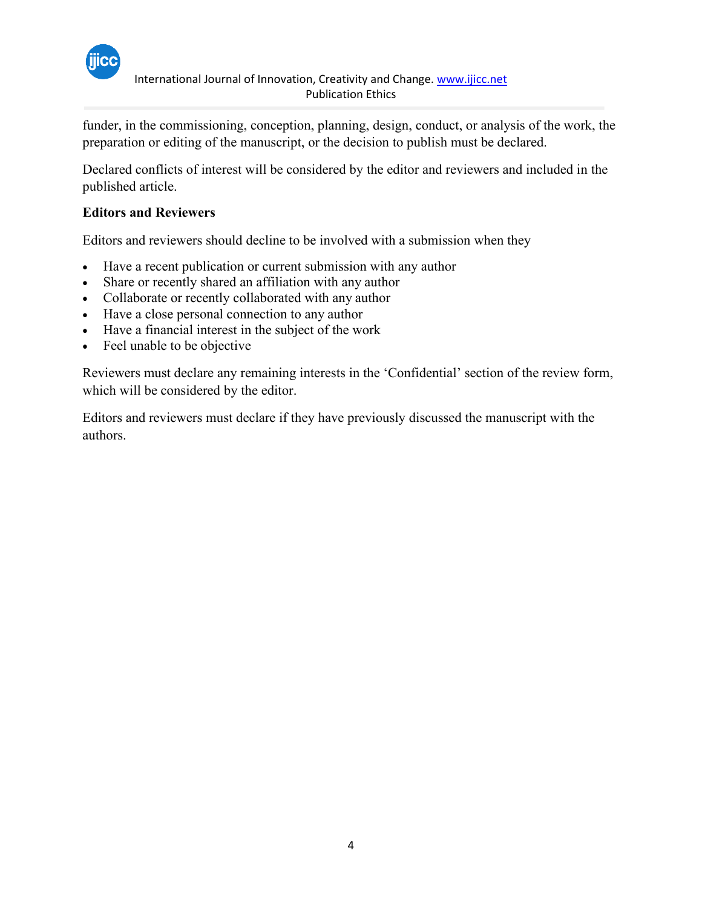funder, in the commissioning, conception, planning, design, conduct, or analysis of the work, the preparation or editing of the manuscript, or the decision to publish must be declared.

Declared conflicts of interest will be considered by the editor and reviewers and included in the published article.

**Editors and Reviewers**

Editors and reviewers should decline to be involved with a submission when they

- Have a recent publication or current submission with any author
- Share or recently shared an affiliation with any author
- Collaborate or recently collaborated with any author
- Have a close personal connection to any author
- Have a financial interest in the subject of the work
- Feel unable to be objective

Reviewers must declare any remaining interests in the 'Confidential' section of the review form, which will be considered by the editor.

Editors and reviewers must declare if they have previously discussed the manuscript with the authors.